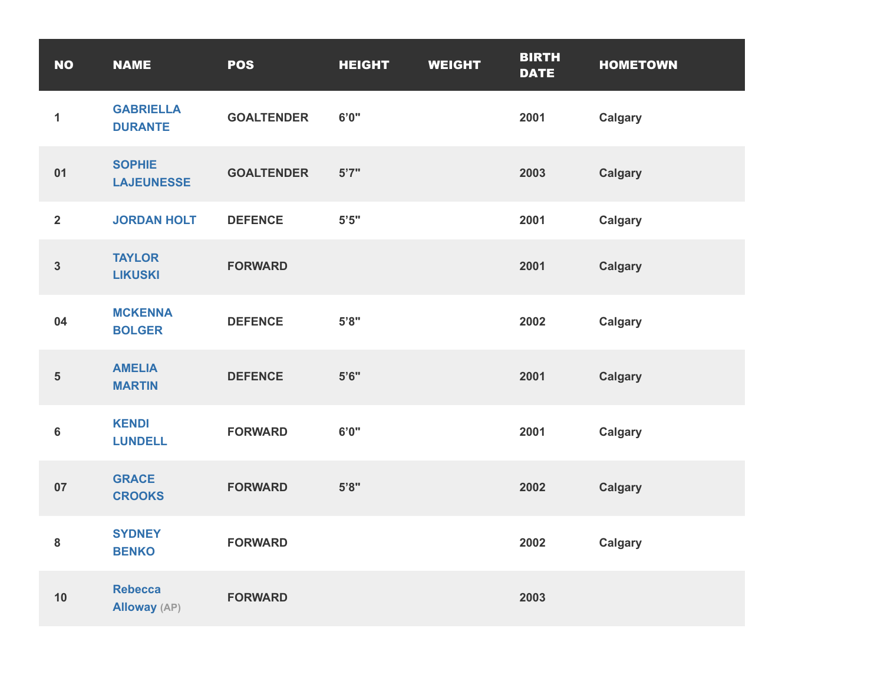| NO | NAME | POS | HEIGHT | WEIGHT | BIRTH DATE | HOMETOWN |
|---|---|---|---|---|---|---|
| 1 | GABRIELLA DURANTE | GOALTENDER | 6'0" | | 2001 | Calgary |
| 01 | SOPHIE LAJEUNESSE | GOALTENDER | 5'7" | | 2003 | Calgary |
| 2 | JORDAN HOLT | DEFENCE | 5'5" | | 2001 | Calgary |
| 3 | TAYLOR LIKUSKI | FORWARD | | | 2001 | Calgary |
| 04 | MCKENNA BOLGER | DEFENCE | 5'8" | | 2002 | Calgary |
| 5 | AMELIA MARTIN | DEFENCE | 5'6" | | 2001 | Calgary |
| 6 | KENDI LUNDELL | FORWARD | 6'0" | | 2001 | Calgary |
| 07 | GRACE CROOKS | FORWARD | 5'8" | | 2002 | Calgary |
| 8 | SYDNEY BENKO | FORWARD | | | 2002 | Calgary |
| 10 | Rebecca Alloway (AP) | FORWARD | | | 2003 | |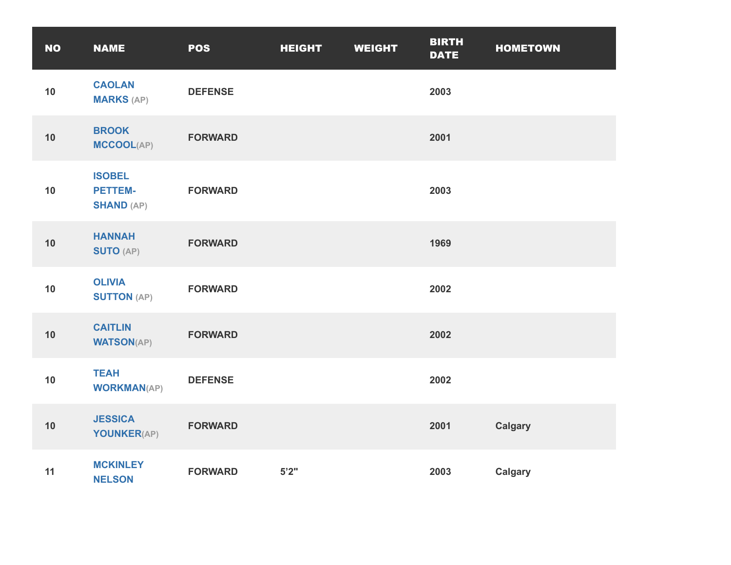| NO | NAME | POS | HEIGHT | WEIGHT | BIRTH DATE | HOMETOWN |
| --- | --- | --- | --- | --- | --- | --- |
| 10 | CAOLAN MARKS (AP) | DEFENSE | | | 2003 | |
| 10 | BROOK MCCOOL(AP) | FORWARD | | | 2001 | |
| 10 | ISOBEL PETTEM-SHAND (AP) | FORWARD | | | 2003 | |
| 10 | HANNAH SUTO (AP) | FORWARD | | | 1969 | |
| 10 | OLIVIA SUTTON (AP) | FORWARD | | | 2002 | |
| 10 | CAITLIN WATSON(AP) | FORWARD | | | 2002 | |
| 10 | TEAH WORKMAN(AP) | DEFENSE | | | 2002 | |
| 10 | JESSICA YOUNKER(AP) | FORWARD | | | 2001 | Calgary |
| 11 | MCKINLEY NELSON | FORWARD | 5’2" | | 2003 | Calgary |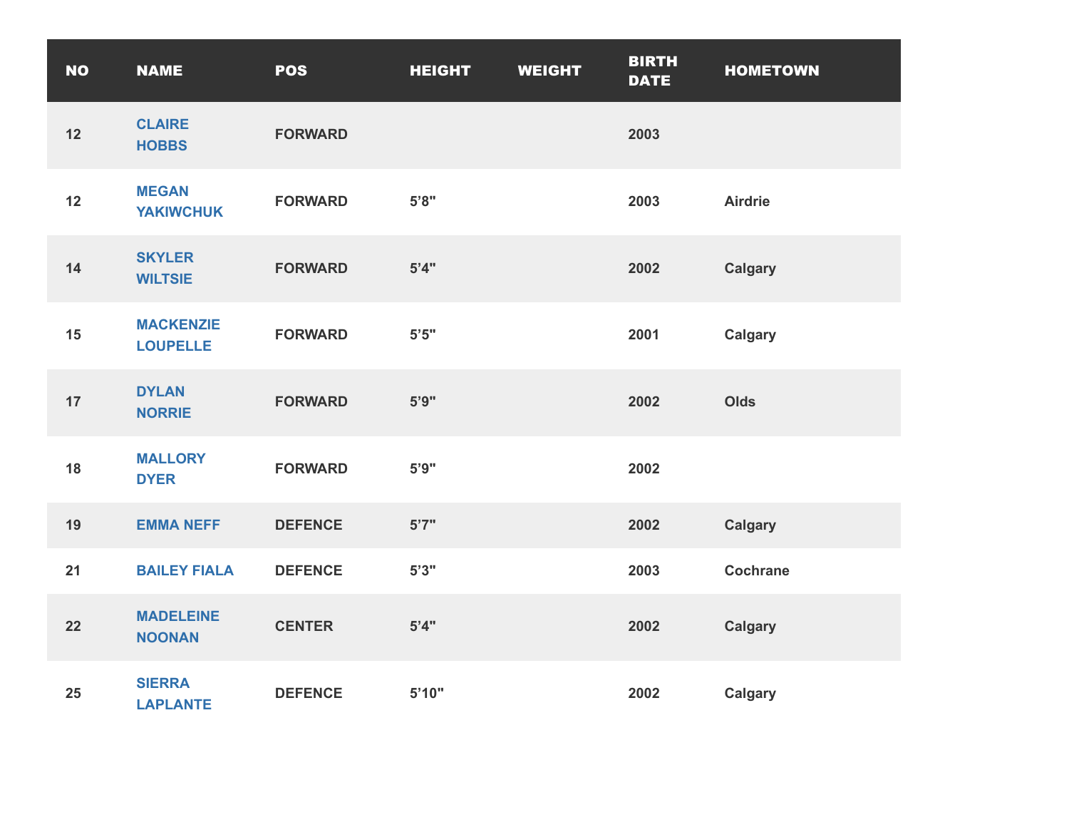| NO | NAME | POS | HEIGHT | WEIGHT | BIRTH DATE | HOMETOWN |
|---|---|---|---|---|---|---|
| 12 | CLAIRE HOBBS | FORWARD | | | 2003 | |
| 12 | MEGAN YAKIWCHUK | FORWARD | 5’8" | | 2003 | Airdrie |
| 14 | SKYLER WILTSIE | FORWARD | 5’4" | | 2002 | Calgary |
| 15 | MACKENZIE LOUPELLE | FORWARD | 5’5" | | 2001 | Calgary |
| 17 | DYLAN NORRIE | FORWARD | 5’9" | | 2002 | Olds |
| 18 | MALLORY DYER | FORWARD | 5’9" | | 2002 | |
| 19 | EMMA NEFF | DEFENCE | 5’7" | | 2002 | Calgary |
| 21 | BAILEY FIALA | DEFENCE | 5’3" | | 2003 | Cochrane |
| 22 | MADELEINE NOONAN | CENTER | 5’4" | | 2002 | Calgary |
| 25 | SIERRA LAPLANTE | DEFENCE | 5’10" | | 2002 | Calgary |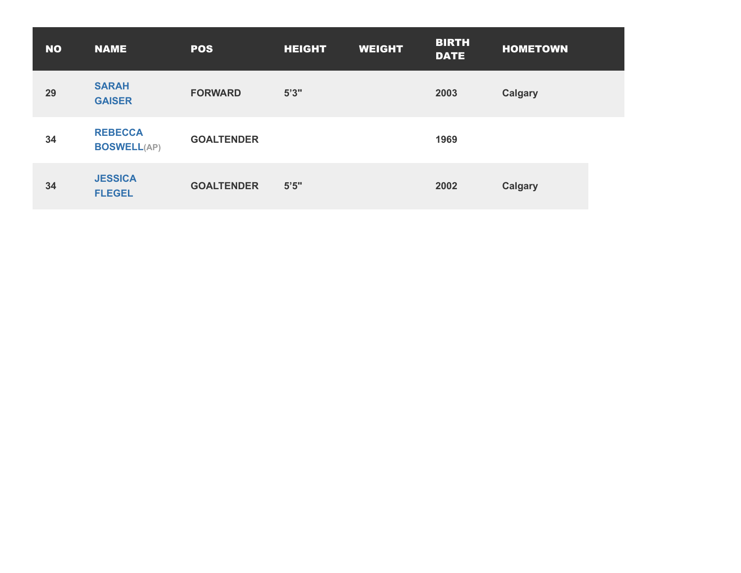| NO | NAME | POS | HEIGHT | WEIGHT | BIRTH DATE | HOMETOWN |
| --- | --- | --- | --- | --- | --- | --- |
| 29 | SARAH GAISER | FORWARD | 5'3" | | 2003 | Calgary |
| 34 | REBECCA BOSWELL(AP) | GOALTENDER | | | 1969 | |
| 34 | JESSICA FLEGEL | GOALTENDER | 5'5" | | 2002 | Calgary |